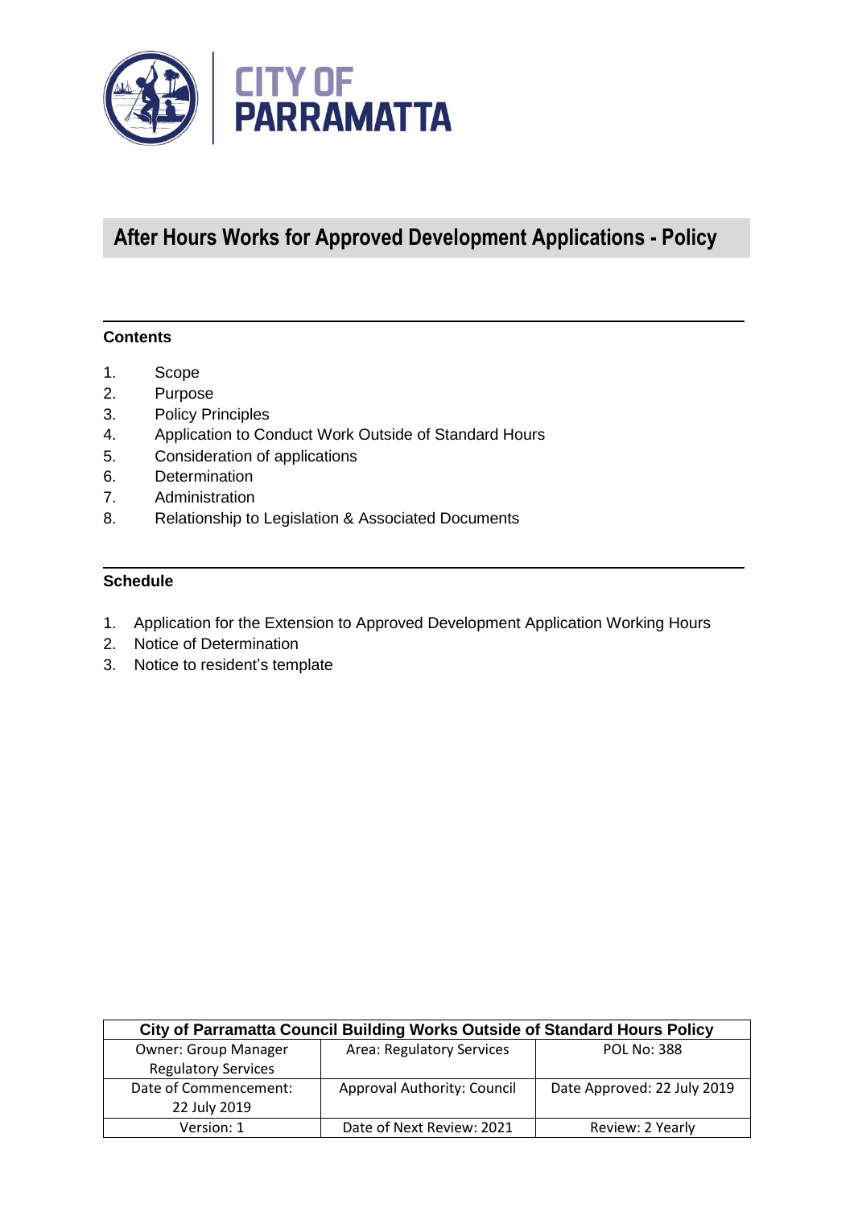CITY OF PARRAMATTA

# After Hours Works for Approved Development Applications - Policy

**Contents**

1. Scope
2. Purpose
3. Policy Principles
4. Application to Conduct Work Outside of Standard Hours
5. Consideration of applications
6. Determination
7. Administration
8. Relationship to Legislation & Associated Documents

**Schedule**

1. Application for the Extension to Approved Development Application Working Hours
2. Notice of Determination
3. Notice to resident's template

| City of Parramatta Council Building Works Outside of Standard Hours Policy | | |
|---|---|---|
| Owner: Group Manager Regulatory Services | Area: Regulatory Services | POL No: 388 |
| Date of Commencement: 22 July 2019 | Approval Authority: Council | Date Approved: 22 July 2019 |
| Version: 1 | Date of Next Review: 2021 | Review: 2 Yearly |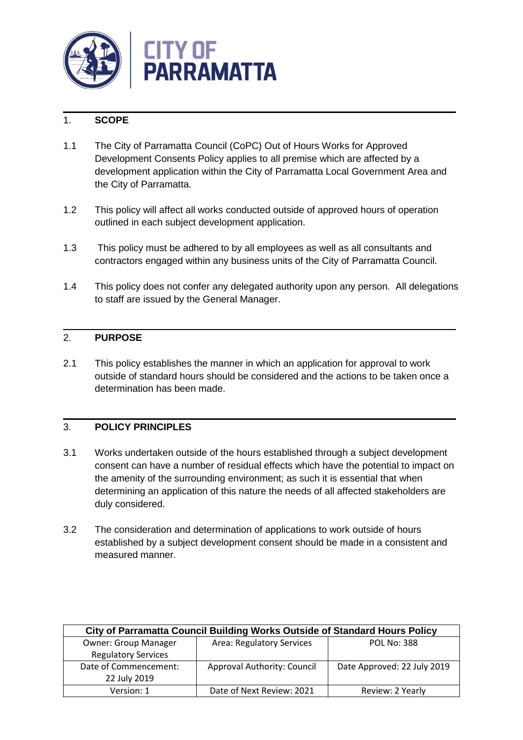## 1. SCOPE

1.1 The City of Parramatta Council (CoPC) Out of Hours Works for Approved Development Consents Policy applies to all premise which are affected by a development application within the City of Parramatta Local Government Area and the City of Parramatta.

1.2 This policy will affect all works conducted outside of approved hours of operation outlined in each subject development application.

1.3 This policy must be adhered to by all employees as well as all consultants and contractors engaged within any business units of the City of Parramatta Council.

1.4 This policy does not confer any delegated authority upon any person. All delegations to staff are issued by the General Manager.

## 2. PURPOSE

2.1 This policy establishes the manner in which an application for approval to work outside of standard hours should be considered and the actions to be taken once a determination has been made.

## 3. POLICY PRINCIPLES

3.1 Works undertaken outside of the hours established through a subject development consent can have a number of residual effects which have the potential to impact on the amenity of the surrounding environment; as such it is essential that when determining an application of this nature the needs of all affected stakeholders are duly considered.

3.2 The consideration and determination of applications to work outside of hours established by a subject development consent should be made in a consistent and measured manner.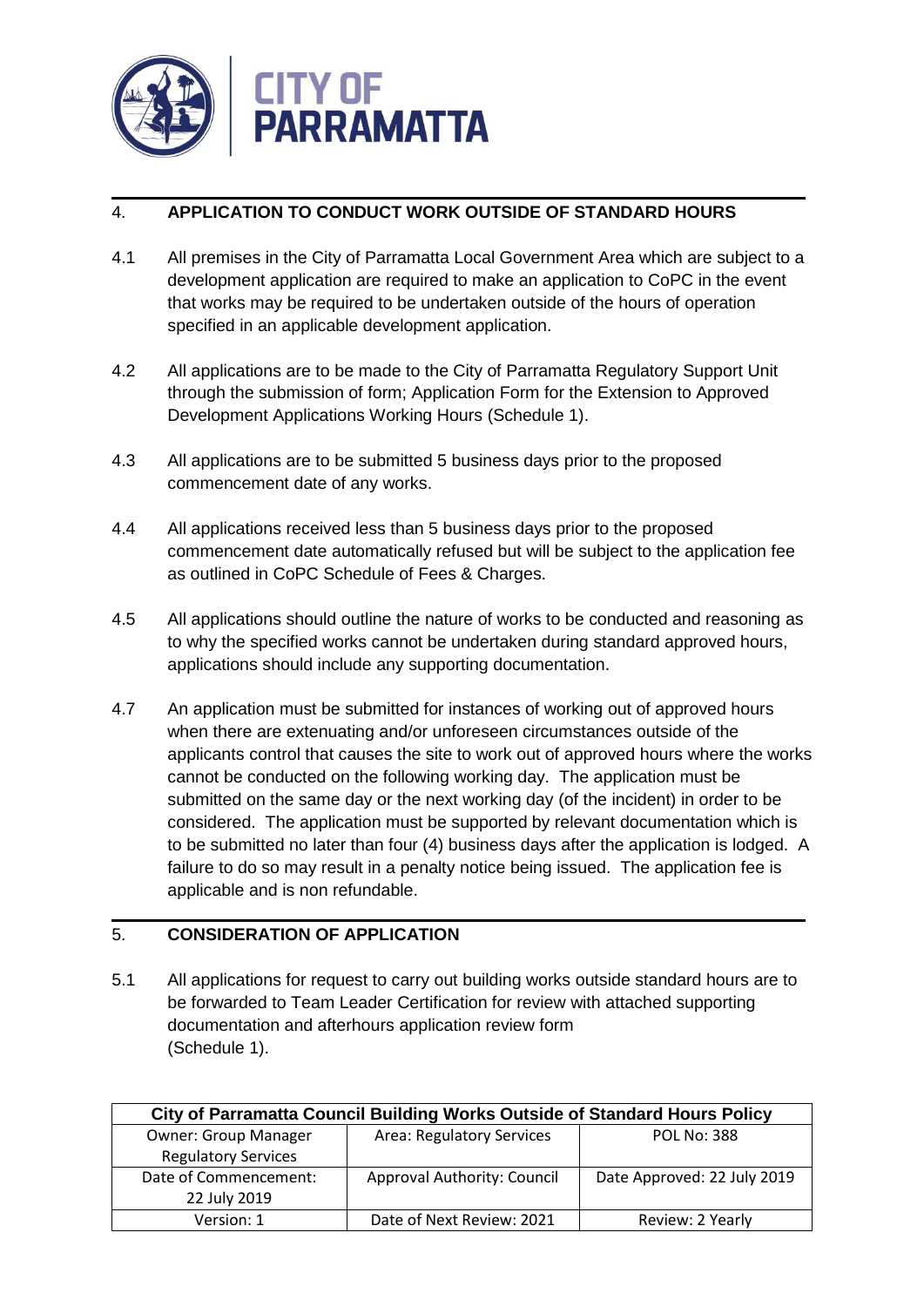## 4. APPLICATION TO CONDUCT WORK OUTSIDE OF STANDARD HOURS

4.1 All premises in the City of Parramatta Local Government Area which are subject to a development application are required to make an application to CoPC in the event that works may be required to be undertaken outside of the hours of operation specified in an applicable development application.

4.2 All applications are to be made to the City of Parramatta Regulatory Support Unit through the submission of form; Application Form for the Extension to Approved Development Applications Working Hours (Schedule 1).

4.3 All applications are to be submitted 5 business days prior to the proposed commencement date of any works.

4.4 All applications received less than 5 business days prior to the proposed commencement date automatically refused but will be subject to the application fee as outlined in CoPC Schedule of Fees & Charges.

4.5 All applications should outline the nature of works to be conducted and reasoning as to why the specified works cannot be undertaken during standard approved hours, applications should include any supporting documentation.

4.7 An application must be submitted for instances of working out of approved hours when there are extenuating and/or unforeseen circumstances outside of the applicants control that causes the site to work out of approved hours where the works cannot be conducted on the following working day. The application must be submitted on the same day or the next working day (of the incident) in order to be considered. The application must be supported by relevant documentation which is to be submitted no later than four (4) business days after the application is lodged. A failure to do so may result in a penalty notice being issued. The application fee is applicable and is non refundable.

## 5. CONSIDERATION OF APPLICATION

5.1 All applications for request to carry out building works outside standard hours are to be forwarded to Team Leader Certification for review with attached supporting documentation and afterhours application review form (Schedule 1).

| City of Parramatta Council Building Works Outside of Standard Hours Policy | | |
|---|---|---|
| Owner: Group Manager Regulatory Services | Area: Regulatory Services | POL No: 388 |
| Date of Commencement: 22 July 2019 | Approval Authority: Council | Date Approved: 22 July 2019 |
| Version: 1 | Date of Next Review: 2021 | Review: 2 Yearly |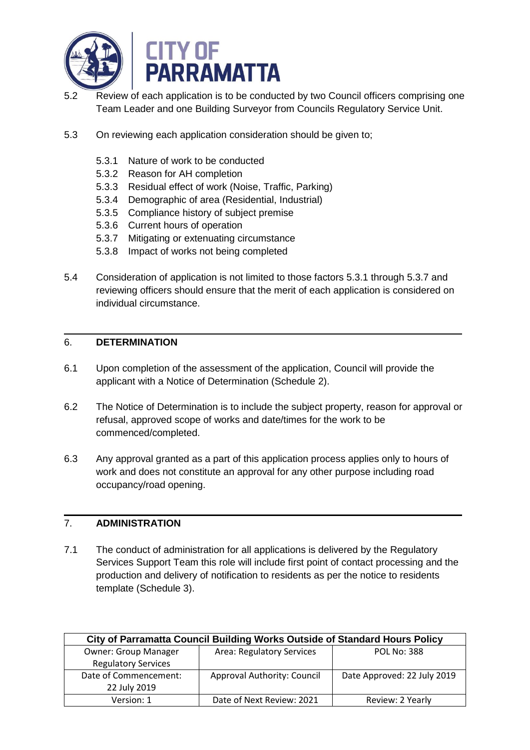5.2 Review of each application is to be conducted by two Council officers comprising one Team Leader and one Building Surveyor from Councils Regulatory Service Unit.

5.3 On reviewing each application consideration should be given to;

- 5.3.1 Nature of work to be conducted
- 5.3.2 Reason for AH completion
- 5.3.3 Residual effect of work (Noise, Traffic, Parking)
- 5.3.4 Demographic of area (Residential, Industrial)
- 5.3.5 Compliance history of subject premise
- 5.3.6 Current hours of operation
- 5.3.7 Mitigating or extenuating circumstance
- 5.3.8 Impact of works not being completed

5.4 Consideration of application is not limited to those factors 5.3.1 through 5.3.7 and reviewing officers should ensure that the merit of each application is considered on individual circumstance.

## 6. DETERMINATION

6.1 Upon completion of the assessment of the application, Council will provide the applicant with a Notice of Determination (Schedule 2).

6.2 The Notice of Determination is to include the subject property, reason for approval or refusal, approved scope of works and date/times for the work to be commenced/completed.

6.3 Any approval granted as a part of this application process applies only to hours of work and does not constitute an approval for any other purpose including road occupancy/road opening.

## 7. ADMINISTRATION

7.1 The conduct of administration for all applications is delivered by the Regulatory Services Support Team this role will include first point of contact processing and the production and delivery of notification to residents as per the notice to residents template (Schedule 3).

| City of Parramatta Council Building Works Outside of Standard Hours Policy | | |
|---|---|---|
| Owner: Group Manager Regulatory Services | Area: Regulatory Services | POL No: 388 |
| Date of Commencement: 22 July 2019 | Approval Authority: Council | Date Approved: 22 July 2019 |
| Version: 1 | Date of Next Review: 2021 | Review: 2 Yearly |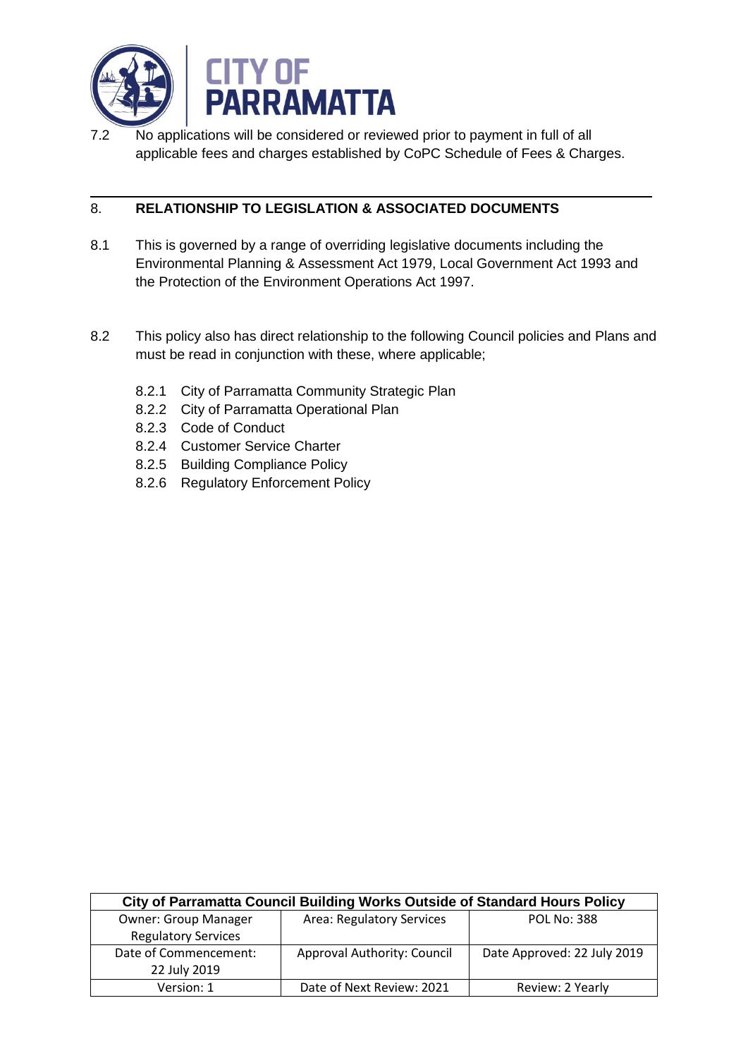7.2 No applications will be considered or reviewed prior to payment in full of all applicable fees and charges established by CoPC Schedule of Fees & Charges.

## 8. RELATIONSHIP TO LEGISLATION & ASSOCIATED DOCUMENTS

8.1 This is governed by a range of overriding legislative documents including the Environmental Planning & Assessment Act 1979, Local Government Act 1993 and the Protection of the Environment Operations Act 1997.

8.2 This policy also has direct relationship to the following Council policies and Plans and must be read in conjunction with these, where applicable;

- 8.2.1 City of Parramatta Community Strategic Plan
- 8.2.2 City of Parramatta Operational Plan
- 8.2.3 Code of Conduct
- 8.2.4 Customer Service Charter
- 8.2.5 Building Compliance Policy
- 8.2.6 Regulatory Enforcement Policy